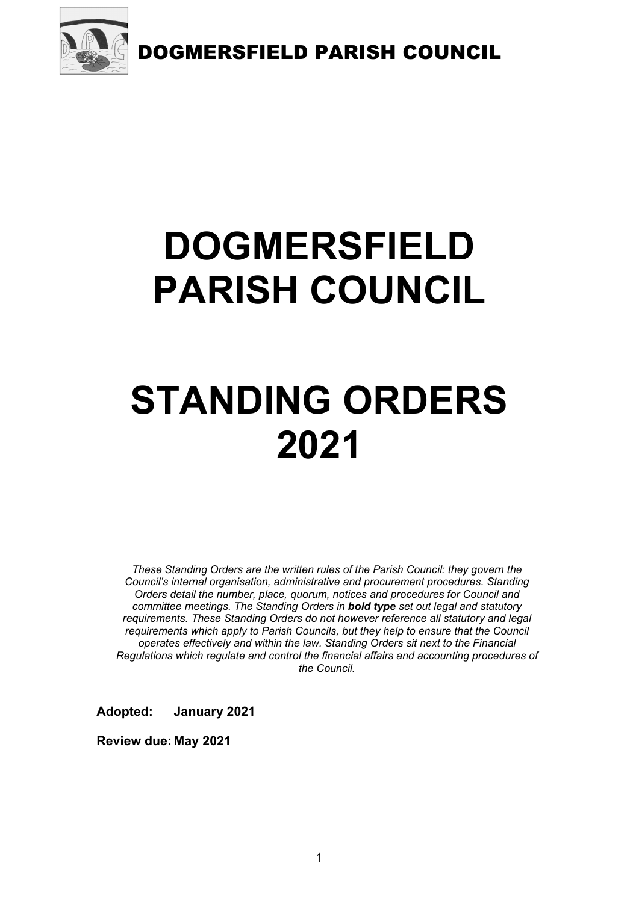DOGMERSFIELD PARISH COUNCIL

# DOGMERSFIELD PARISH COUNCIL

# STANDING ORDERS 2021

*These Standing Orders are the written rules of the Parish Council: they govern the Council's internal organisation, administrative and procurement procedures. Standing Orders detail the number, place, quorum, notices and procedures for Council and committee meetings. The Standing Orders in* ***bold type*** *set out legal and statutory requirements. These Standing Orders do not however reference all statutory and legal requirements which apply to Parish Councils, but they help to ensure that the Council operates effectively and within the law. Standing Orders sit next to the Financial Regulations which regulate and control the financial affairs and accounting procedures of the Council.*

**Adopted:** **January 2021**

**Review due:** **May 2021**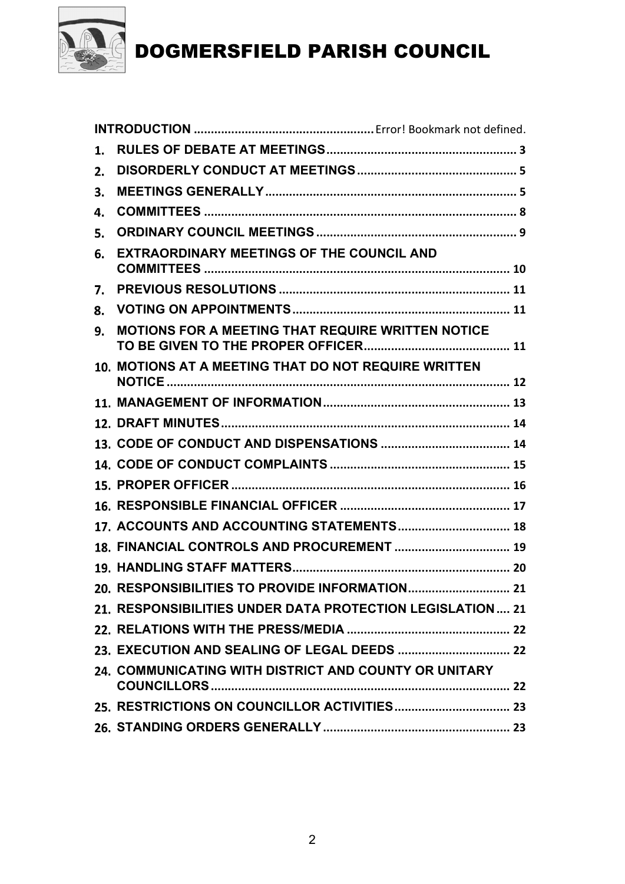| | | |
|---|---|---|
| **INTRODUCTION** | | Error! Bookmark not defined. |
| **1.** | **RULES OF DEBATE AT MEETINGS** | **3** |
| **2.** | **DISORDERLY CONDUCT AT MEETINGS** | **5** |
| **3.** | **MEETINGS GENERALLY** | **5** |
| **4.** | **COMMITTEES** | **8** |
| **5.** | **ORDINARY COUNCIL MEETINGS** | **9** |
| **6.** | **EXTRAORDINARY MEETINGS OF THE COUNCIL AND COMMITTEES** | **10** |
| **7.** | **PREVIOUS RESOLUTIONS** | **11** |
| **8.** | **VOTING ON APPOINTMENTS** | **11** |
| **9.** | **MOTIONS FOR A MEETING THAT REQUIRE WRITTEN NOTICE TO BE GIVEN TO THE PROPER OFFICER** | **11** |
| **10.** | **MOTIONS AT A MEETING THAT DO NOT REQUIRE WRITTEN NOTICE** | **12** |
| **11.** | **MANAGEMENT OF INFORMATION** | **13** |
| **12.** | **DRAFT MINUTES** | **14** |
| **13.** | **CODE OF CONDUCT AND DISPENSATIONS** | **14** |
| **14.** | **CODE OF CONDUCT COMPLAINTS** | **15** |
| **15.** | **PROPER OFFICER** | **16** |
| **16.** | **RESPONSIBLE FINANCIAL OFFICER** | **17** |
| **17.** | **ACCOUNTS AND ACCOUNTING STATEMENTS** | **18** |
| **18.** | **FINANCIAL CONTROLS AND PROCUREMENT** | **19** |
| **19.** | **HANDLING STAFF MATTERS** | **20** |
| **20.** | **RESPONSIBILITIES TO PROVIDE INFORMATION** | **21** |
| **21.** | **RESPONSIBILITIES UNDER DATA PROTECTION LEGISLATION** | **21** |
| **22.** | **RELATIONS WITH THE PRESS/MEDIA** | **22** |
| **23.** | **EXECUTION AND SEALING OF LEGAL DEEDS** | **22** |
| **24.** | **COMMUNICATING WITH DISTRICT AND COUNTY OR UNITARY COUNCILLORS** | **22** |
| **25.** | **RESTRICTIONS ON COUNCILLOR ACTIVITIES** | **23** |
| **26.** | **STANDING ORDERS GENERALLY** | **23** |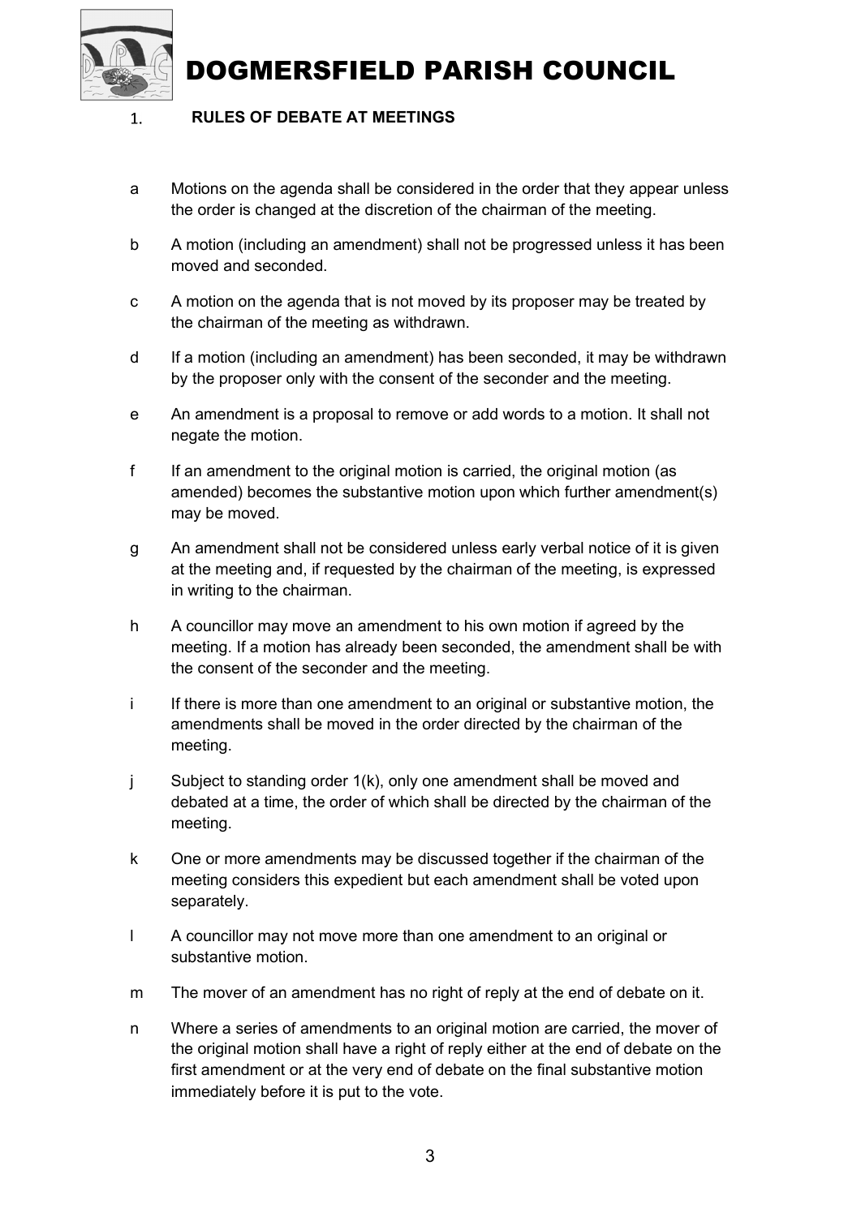# DOGMERSFIELD PARISH COUNCIL

## 1. RULES OF DEBATE AT MEETINGS

a  Motions on the agenda shall be considered in the order that they appear unless the order is changed at the discretion of the chairman of the meeting.

b  A motion (including an amendment) shall not be progressed unless it has been moved and seconded.

c  A motion on the agenda that is not moved by its proposer may be treated by the chairman of the meeting as withdrawn.

d  If a motion (including an amendment) has been seconded, it may be withdrawn by the proposer only with the consent of the seconder and the meeting.

e  An amendment is a proposal to remove or add words to a motion. It shall not negate the motion.

f  If an amendment to the original motion is carried, the original motion (as amended) becomes the substantive motion upon which further amendment(s) may be moved.

g  An amendment shall not be considered unless early verbal notice of it is given at the meeting and, if requested by the chairman of the meeting, is expressed in writing to the chairman.

h  A councillor may move an amendment to his own motion if agreed by the meeting. If a motion has already been seconded, the amendment shall be with the consent of the seconder and the meeting.

i  If there is more than one amendment to an original or substantive motion, the amendments shall be moved in the order directed by the chairman of the meeting.

j  Subject to standing order 1(k), only one amendment shall be moved and debated at a time, the order of which shall be directed by the chairman of the meeting.

k  One or more amendments may be discussed together if the chairman of the meeting considers this expedient but each amendment shall be voted upon separately.

l  A councillor may not move more than one amendment to an original or substantive motion.

m  The mover of an amendment has no right of reply at the end of debate on it.

n  Where a series of amendments to an original motion are carried, the mover of the original motion shall have a right of reply either at the end of debate on the first amendment or at the very end of debate on the final substantive motion immediately before it is put to the vote.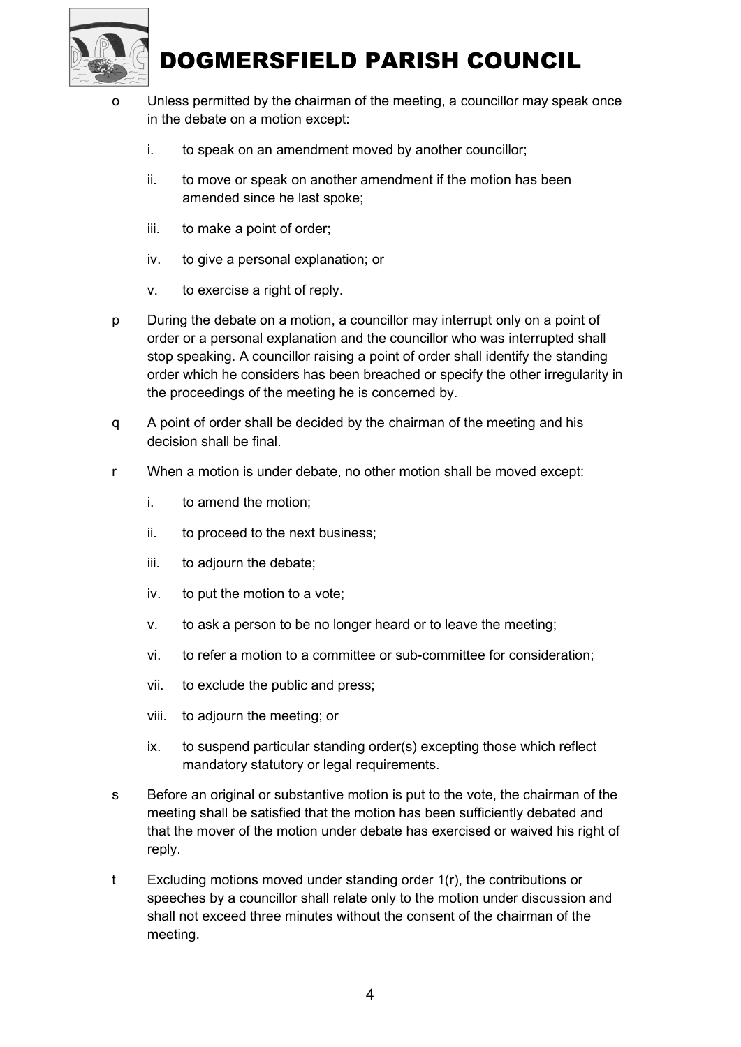o Unless permitted by the chairman of the meeting, a councillor may speak once in the debate on a motion except:

   i. to speak on an amendment moved by another councillor;

   ii. to move or speak on another amendment if the motion has been amended since he last spoke;

   iii. to make a point of order;

   iv. to give a personal explanation; or

   v. to exercise a right of reply.

p During the debate on a motion, a councillor may interrupt only on a point of order or a personal explanation and the councillor who was interrupted shall stop speaking. A councillor raising a point of order shall identify the standing order which he considers has been breached or specify the other irregularity in the proceedings of the meeting he is concerned by.

q A point of order shall be decided by the chairman of the meeting and his decision shall be final.

r When a motion is under debate, no other motion shall be moved except:

   i. to amend the motion;

   ii. to proceed to the next business;

   iii. to adjourn the debate;

   iv. to put the motion to a vote;

   v. to ask a person to be no longer heard or to leave the meeting;

   vi. to refer a motion to a committee or sub-committee for consideration;

   vii. to exclude the public and press;

   viii. to adjourn the meeting; or

   ix. to suspend particular standing order(s) excepting those which reflect mandatory statutory or legal requirements.

s Before an original or substantive motion is put to the vote, the chairman of the meeting shall be satisfied that the motion has been sufficiently debated and that the mover of the motion under debate has exercised or waived his right of reply.

t Excluding motions moved under standing order 1(r), the contributions or speeches by a councillor shall relate only to the motion under discussion and shall not exceed three minutes without the consent of the chairman of the meeting.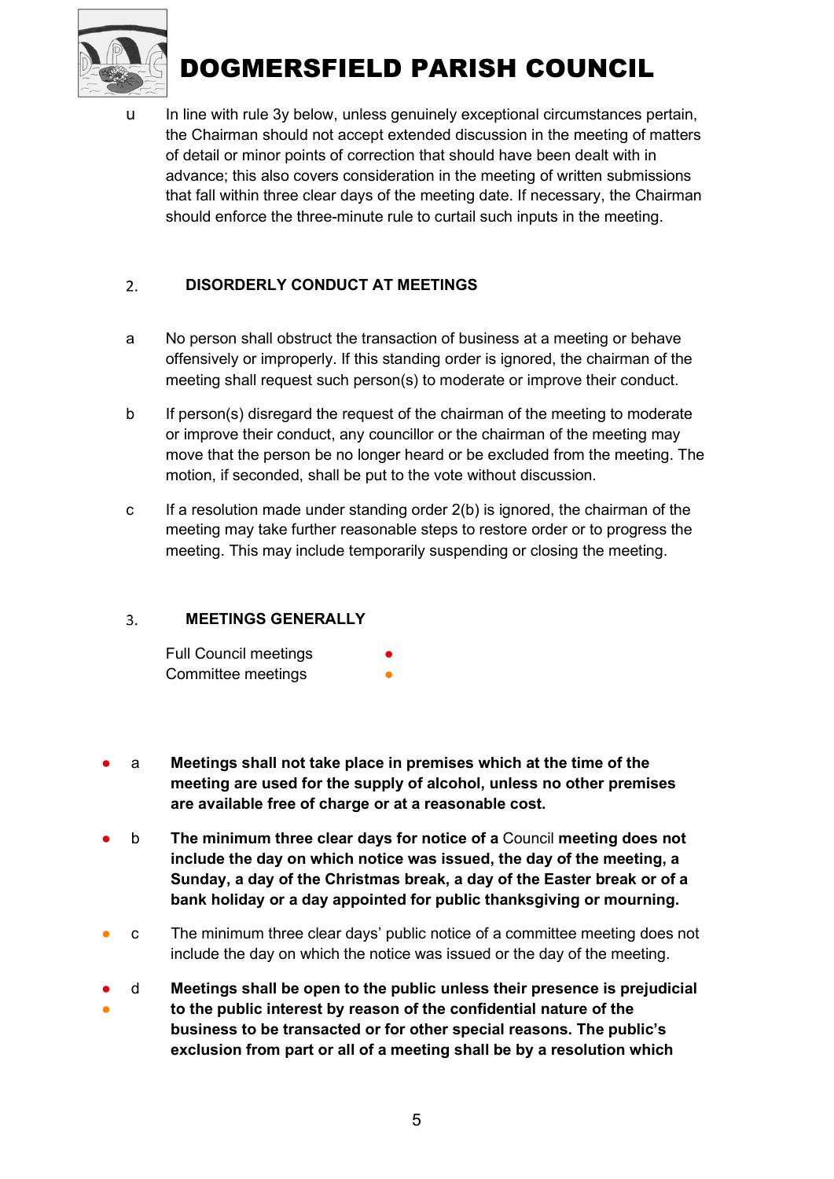u In line with rule 3y below, unless genuinely exceptional circumstances pertain, the Chairman should not accept extended discussion in the meeting of matters of detail or minor points of correction that should have been dealt with in advance; this also covers consideration in the meeting of written submissions that fall within three clear days of the meeting date. If necessary, the Chairman should enforce the three-minute rule to curtail such inputs in the meeting.

## 2. DISORDERLY CONDUCT AT MEETINGS

a No person shall obstruct the transaction of business at a meeting or behave offensively or improperly. If this standing order is ignored, the chairman of the meeting shall request such person(s) to moderate or improve their conduct.

b If person(s) disregard the request of the chairman of the meeting to moderate or improve their conduct, any councillor or the chairman of the meeting may move that the person be no longer heard or be excluded from the meeting. The motion, if seconded, shall be put to the vote without discussion.

c If a resolution made under standing order 2(b) is ignored, the chairman of the meeting may take further reasonable steps to restore order or to progress the meeting. This may include temporarily suspending or closing the meeting.

## 3. MEETINGS GENERALLY

Full Council meetings ●
Committee meetings ●

● a **Meetings shall not take place in premises which at the time of the meeting are used for the supply of alcohol, unless no other premises are available free of charge or at a reasonable cost.**

● b **The minimum three clear days for notice of a** Council **meeting does not include the day on which notice was issued, the day of the meeting, a Sunday, a day of the Christmas break, a day of the Easter break or of a bank holiday or a day appointed for public thanksgiving or mourning.**

● c The minimum three clear days' public notice of a committee meeting does not include the day on which the notice was issued or the day of the meeting.

● ● d **Meetings shall be open to the public unless their presence is prejudicial to the public interest by reason of the confidential nature of the business to be transacted or for other special reasons. The public's exclusion from part or all of a meeting shall be by a resolution which**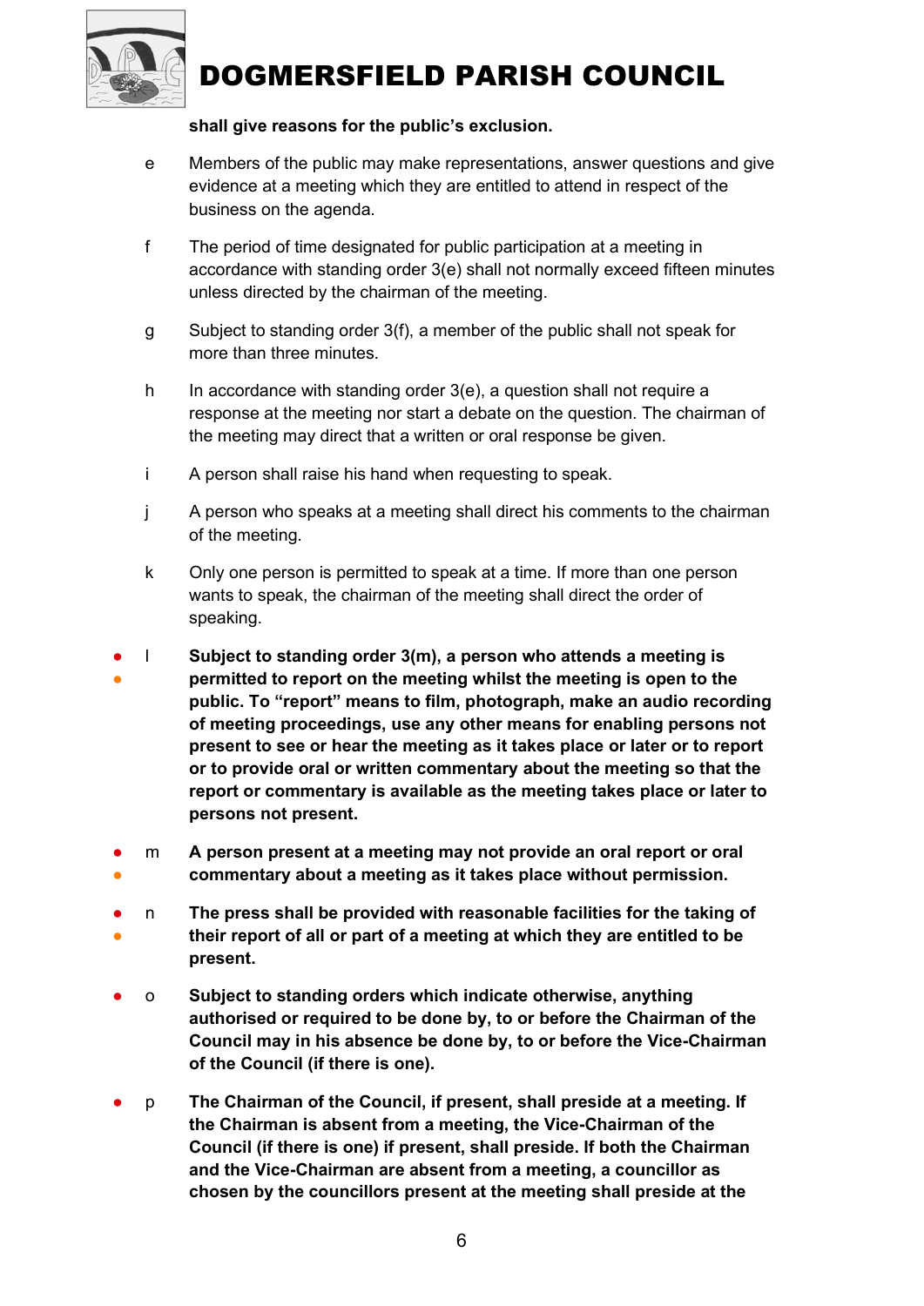**shall give reasons for the public's exclusion.**

e Members of the public may make representations, answer questions and give evidence at a meeting which they are entitled to attend in respect of the business on the agenda.

f The period of time designated for public participation at a meeting in accordance with standing order 3(e) shall not normally exceed fifteen minutes unless directed by the chairman of the meeting.

g Subject to standing order 3(f), a member of the public shall not speak for more than three minutes.

h In accordance with standing order 3(e), a question shall not require a response at the meeting nor start a debate on the question. The chairman of the meeting may direct that a written or oral response be given.

i A person shall raise his hand when requesting to speak.

j A person who speaks at a meeting shall direct his comments to the chairman of the meeting.

k Only one person is permitted to speak at a time. If more than one person wants to speak, the chairman of the meeting shall direct the order of speaking.

● ● l **Subject to standing order 3(m), a person who attends a meeting is permitted to report on the meeting whilst the meeting is open to the public. To "report" means to film, photograph, make an audio recording of meeting proceedings, use any other means for enabling persons not present to see or hear the meeting as it takes place or later or to report or to provide oral or written commentary about the meeting so that the report or commentary is available as the meeting takes place or later to persons not present.**

● ● m **A person present at a meeting may not provide an oral report or oral commentary about a meeting as it takes place without permission.**

● ● n **The press shall be provided with reasonable facilities for the taking of their report of all or part of a meeting at which they are entitled to be present.**

● o **Subject to standing orders which indicate otherwise, anything authorised or required to be done by, to or before the Chairman of the Council may in his absence be done by, to or before the Vice-Chairman of the Council (if there is one).**

● p **The Chairman of the Council, if present, shall preside at a meeting. If the Chairman is absent from a meeting, the Vice-Chairman of the Council (if there is one) if present, shall preside. If both the Chairman and the Vice-Chairman are absent from a meeting, a councillor as chosen by the councillors present at the meeting shall preside at the**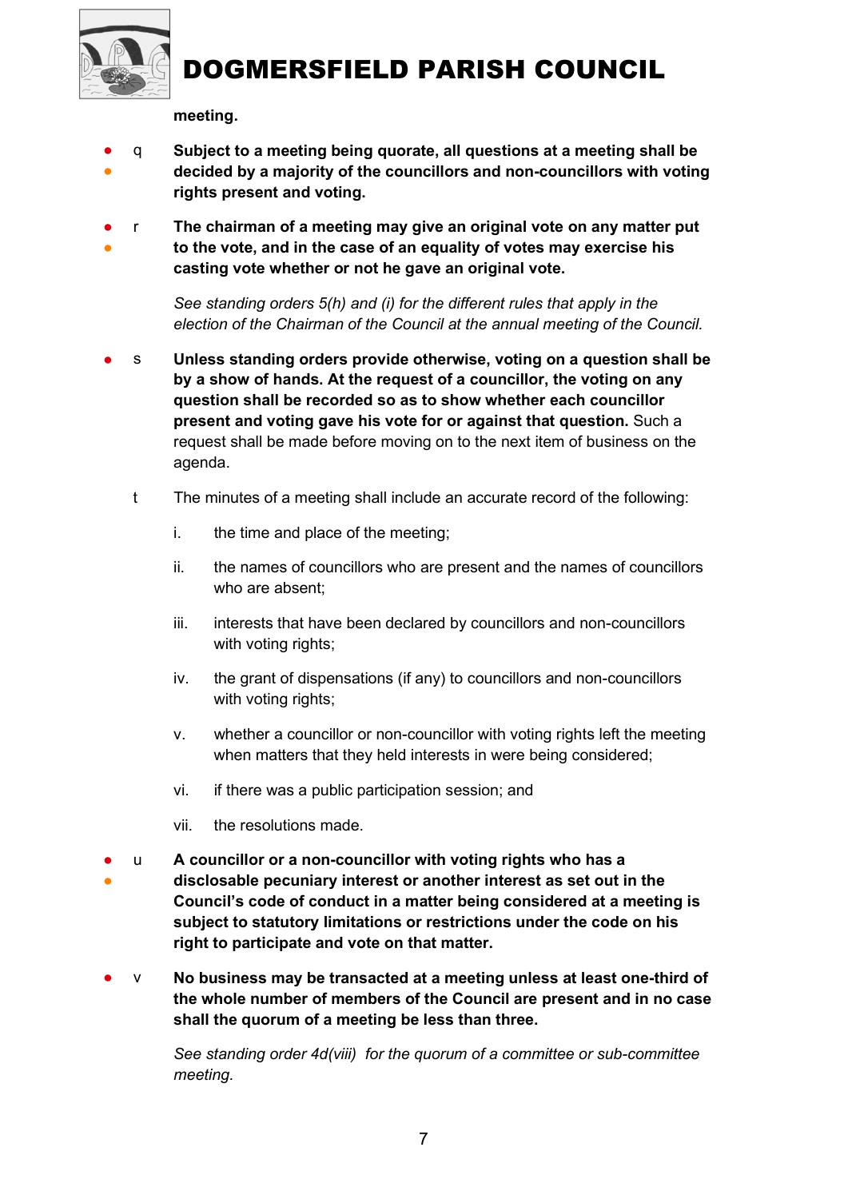**meeting.**

q **Subject to a meeting being quorate, all questions at a meeting shall be decided by a majority of the councillors and non-councillors with voting rights present and voting.**

r **The chairman of a meeting may give an original vote on any matter put to the vote, and in the case of an equality of votes may exercise his casting vote whether or not he gave an original vote.**

*See standing orders 5(h) and (i) for the different rules that apply in the election of the Chairman of the Council at the annual meeting of the Council.*

s **Unless standing orders provide otherwise, voting on a question shall be by a show of hands. At the request of a councillor, the voting on any question shall be recorded so as to show whether each councillor present and voting gave his vote for or against that question.** Such a request shall be made before moving on to the next item of business on the agenda.

t The minutes of a meeting shall include an accurate record of the following:

i. the time and place of the meeting;

ii. the names of councillors who are present and the names of councillors who are absent;

iii. interests that have been declared by councillors and non-councillors with voting rights;

iv. the grant of dispensations (if any) to councillors and non-councillors with voting rights;

v. whether a councillor or non-councillor with voting rights left the meeting when matters that they held interests in were being considered;

vi. if there was a public participation session; and

vii. the resolutions made.

u **A councillor or a non-councillor with voting rights who has a disclosable pecuniary interest or another interest as set out in the Council's code of conduct in a matter being considered at a meeting is subject to statutory limitations or restrictions under the code on his right to participate and vote on that matter.**

v **No business may be transacted at a meeting unless at least one-third of the whole number of members of the Council are present and in no case shall the quorum of a meeting be less than three.**

*See standing order 4d(viii) for the quorum of a committee or sub-committee meeting.*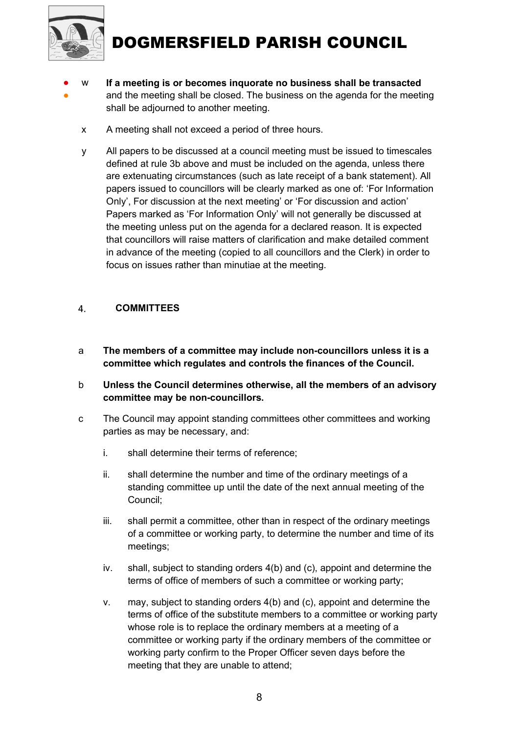w **If a meeting is or becomes inquorate no business shall be transacted** and the meeting shall be closed. The business on the agenda for the meeting shall be adjourned to another meeting.

x A meeting shall not exceed a period of three hours.

y All papers to be discussed at a council meeting must be issued to timescales defined at rule 3b above and must be included on the agenda, unless there are extenuating circumstances (such as late receipt of a bank statement). All papers issued to councillors will be clearly marked as one of: 'For Information Only', For discussion at the next meeting' or 'For discussion and action' Papers marked as 'For Information Only' will not generally be discussed at the meeting unless put on the agenda for a declared reason. It is expected that councillors will raise matters of clarification and make detailed comment in advance of the meeting (copied to all councillors and the Clerk) in order to focus on issues rather than minutiae at the meeting.

## 4. COMMITTEES

a **The members of a committee may include non-councillors unless it is a committee which regulates and controls the finances of the Council.**

b **Unless the Council determines otherwise, all the members of an advisory committee may be non-councillors.**

c The Council may appoint standing committees other committees and working parties as may be necessary, and:

i. shall determine their terms of reference;

ii. shall determine the number and time of the ordinary meetings of a standing committee up until the date of the next annual meeting of the Council;

iii. shall permit a committee, other than in respect of the ordinary meetings of a committee or working party, to determine the number and time of its meetings;

iv. shall, subject to standing orders 4(b) and (c), appoint and determine the terms of office of members of such a committee or working party;

v. may, subject to standing orders 4(b) and (c), appoint and determine the terms of office of the substitute members to a committee or working party whose role is to replace the ordinary members at a meeting of a committee or working party if the ordinary members of the committee or working party confirm to the Proper Officer seven days before the meeting that they are unable to attend;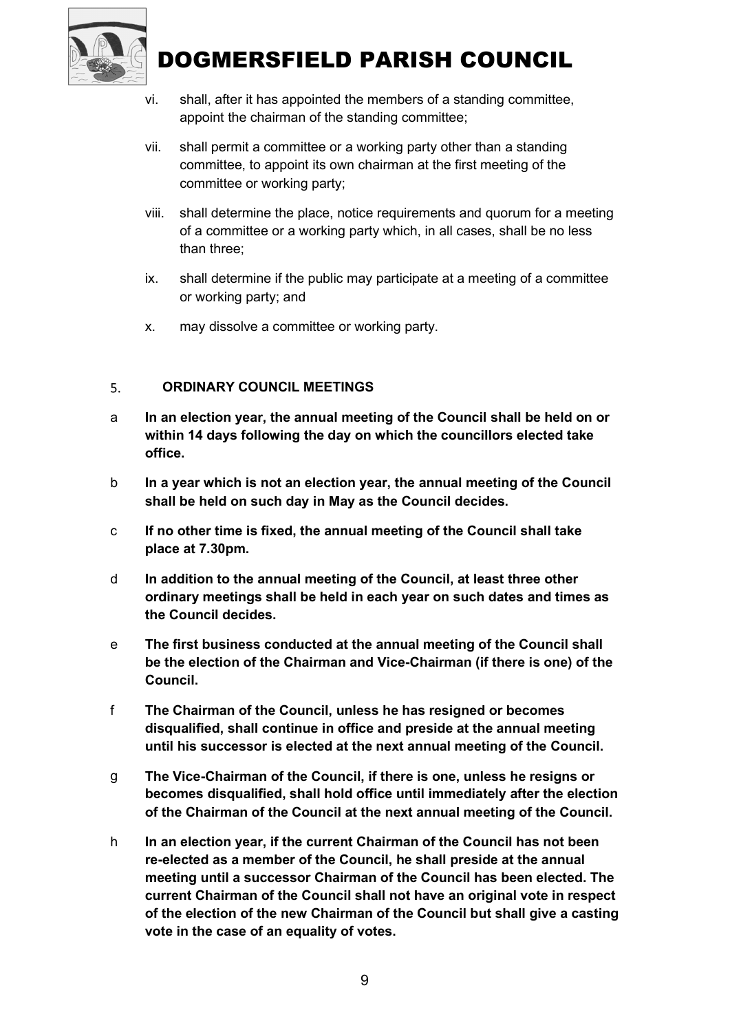vi. shall, after it has appointed the members of a standing committee, appoint the chairman of the standing committee;

vii. shall permit a committee or a working party other than a standing committee, to appoint its own chairman at the first meeting of the committee or working party;

viii. shall determine the place, notice requirements and quorum for a meeting of a committee or a working party which, in all cases, shall be no less than three;

ix. shall determine if the public may participate at a meeting of a committee or working party; and

x. may dissolve a committee or working party.

## 5. ORDINARY COUNCIL MEETINGS

a **In an election year, the annual meeting of the Council shall be held on or within 14 days following the day on which the councillors elected take office.**

b **In a year which is not an election year, the annual meeting of the Council shall be held on such day in May as the Council decides.**

c **If no other time is fixed, the annual meeting of the Council shall take place at 7.30pm.**

d **In addition to the annual meeting of the Council, at least three other ordinary meetings shall be held in each year on such dates and times as the Council decides.**

e **The first business conducted at the annual meeting of the Council shall be the election of the Chairman and Vice-Chairman (if there is one) of the Council.**

f **The Chairman of the Council, unless he has resigned or becomes disqualified, shall continue in office and preside at the annual meeting until his successor is elected at the next annual meeting of the Council.**

g **The Vice-Chairman of the Council, if there is one, unless he resigns or becomes disqualified, shall hold office until immediately after the election of the Chairman of the Council at the next annual meeting of the Council.**

h **In an election year, if the current Chairman of the Council has not been re-elected as a member of the Council, he shall preside at the annual meeting until a successor Chairman of the Council has been elected. The current Chairman of the Council shall not have an original vote in respect of the election of the new Chairman of the Council but shall give a casting vote in the case of an equality of votes.**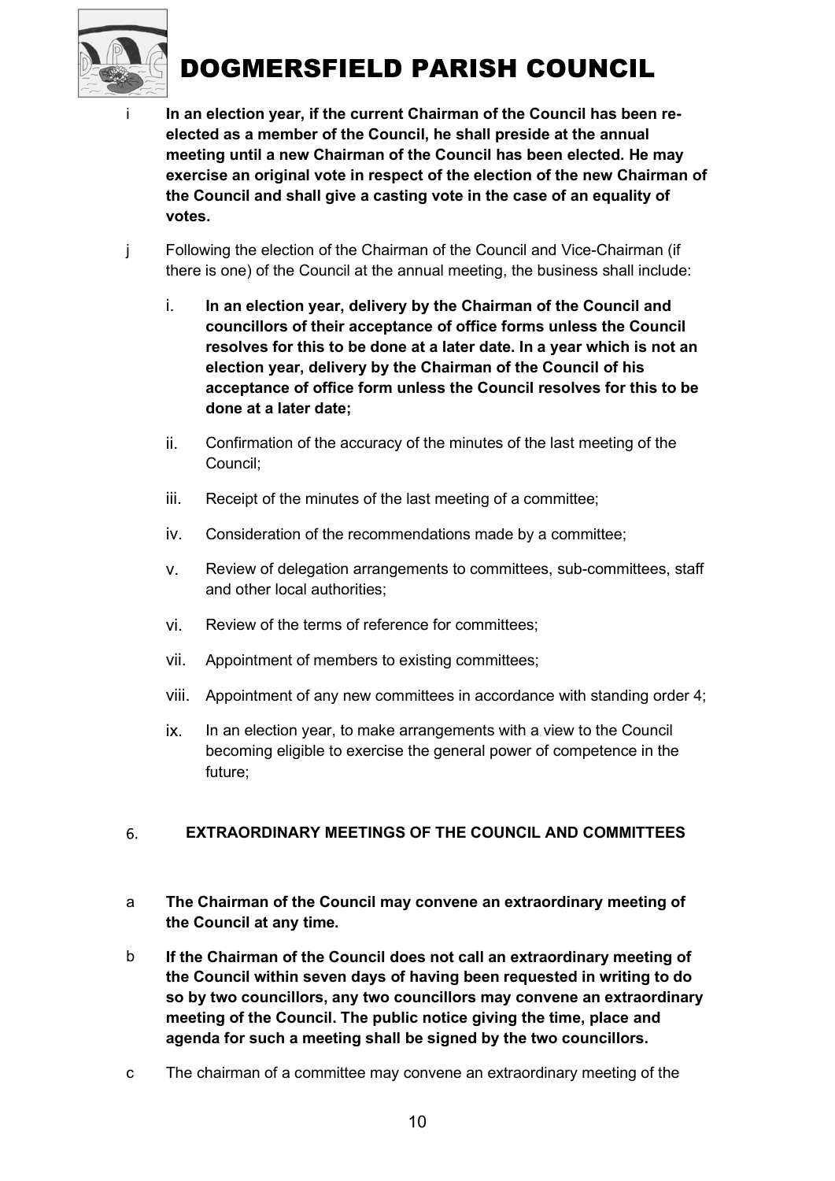i **In an election year, if the current Chairman of the Council has been re-elected as a member of the Council, he shall preside at the annual meeting until a new Chairman of the Council has been elected. He may exercise an original vote in respect of the election of the new Chairman of the Council and shall give a casting vote in the case of an equality of votes.**

j Following the election of the Chairman of the Council and Vice-Chairman (if there is one) of the Council at the annual meeting, the business shall include:

i. **In an election year, delivery by the Chairman of the Council and councillors of their acceptance of office forms unless the Council resolves for this to be done at a later date. In a year which is not an election year, delivery by the Chairman of the Council of his acceptance of office form unless the Council resolves for this to be done at a later date;**

ii. Confirmation of the accuracy of the minutes of the last meeting of the Council;

iii. Receipt of the minutes of the last meeting of a committee;

iv. Consideration of the recommendations made by a committee;

v. Review of delegation arrangements to committees, sub-committees, staff and other local authorities;

vi. Review of the terms of reference for committees;

vii. Appointment of members to existing committees;

viii. Appointment of any new committees in accordance with standing order 4;

ix. In an election year, to make arrangements with a view to the Council becoming eligible to exercise the general power of competence in the future;

## 6. EXTRAORDINARY MEETINGS OF THE COUNCIL AND COMMITTEES

a **The Chairman of the Council may convene an extraordinary meeting of the Council at any time.**

b **If the Chairman of the Council does not call an extraordinary meeting of the Council within seven days of having been requested in writing to do so by two councillors, any two councillors may convene an extraordinary meeting of the Council. The public notice giving the time, place and agenda for such a meeting shall be signed by the two councillors.**

c The chairman of a committee may convene an extraordinary meeting of the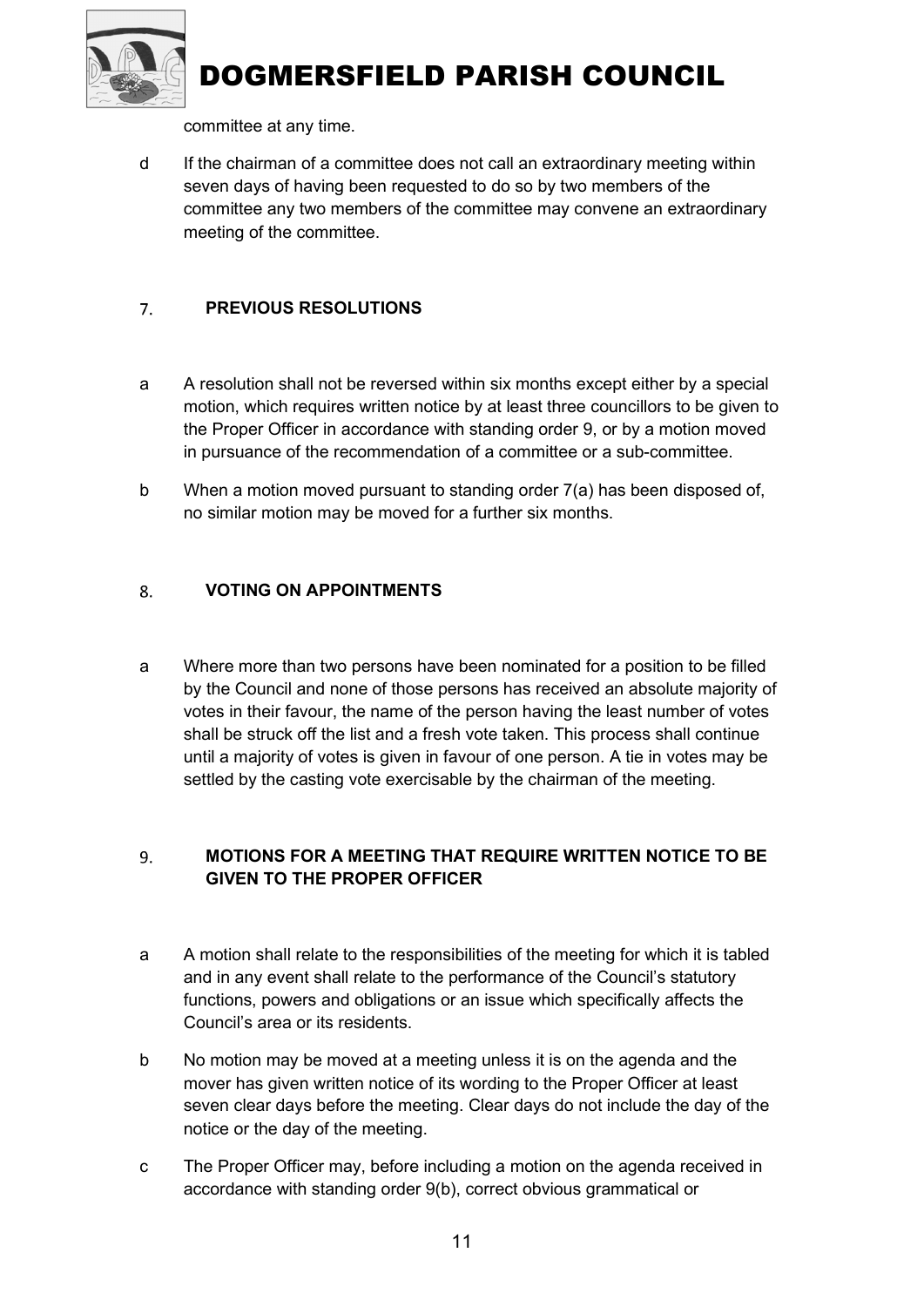committee at any time.

d If the chairman of a committee does not call an extraordinary meeting within seven days of having been requested to do so by two members of the committee any two members of the committee may convene an extraordinary meeting of the committee.

## 7. PREVIOUS RESOLUTIONS

a A resolution shall not be reversed within six months except either by a special motion, which requires written notice by at least three councillors to be given to the Proper Officer in accordance with standing order 9, or by a motion moved in pursuance of the recommendation of a committee or a sub-committee.

b When a motion moved pursuant to standing order 7(a) has been disposed of, no similar motion may be moved for a further six months.

## 8. VOTING ON APPOINTMENTS

a Where more than two persons have been nominated for a position to be filled by the Council and none of those persons has received an absolute majority of votes in their favour, the name of the person having the least number of votes shall be struck off the list and a fresh vote taken. This process shall continue until a majority of votes is given in favour of one person. A tie in votes may be settled by the casting vote exercisable by the chairman of the meeting.

## 9. MOTIONS FOR A MEETING THAT REQUIRE WRITTEN NOTICE TO BE GIVEN TO THE PROPER OFFICER

a A motion shall relate to the responsibilities of the meeting for which it is tabled and in any event shall relate to the performance of the Council's statutory functions, powers and obligations or an issue which specifically affects the Council's area or its residents.

b No motion may be moved at a meeting unless it is on the agenda and the mover has given written notice of its wording to the Proper Officer at least seven clear days before the meeting. Clear days do not include the day of the notice or the day of the meeting.

c The Proper Officer may, before including a motion on the agenda received in accordance with standing order 9(b), correct obvious grammatical or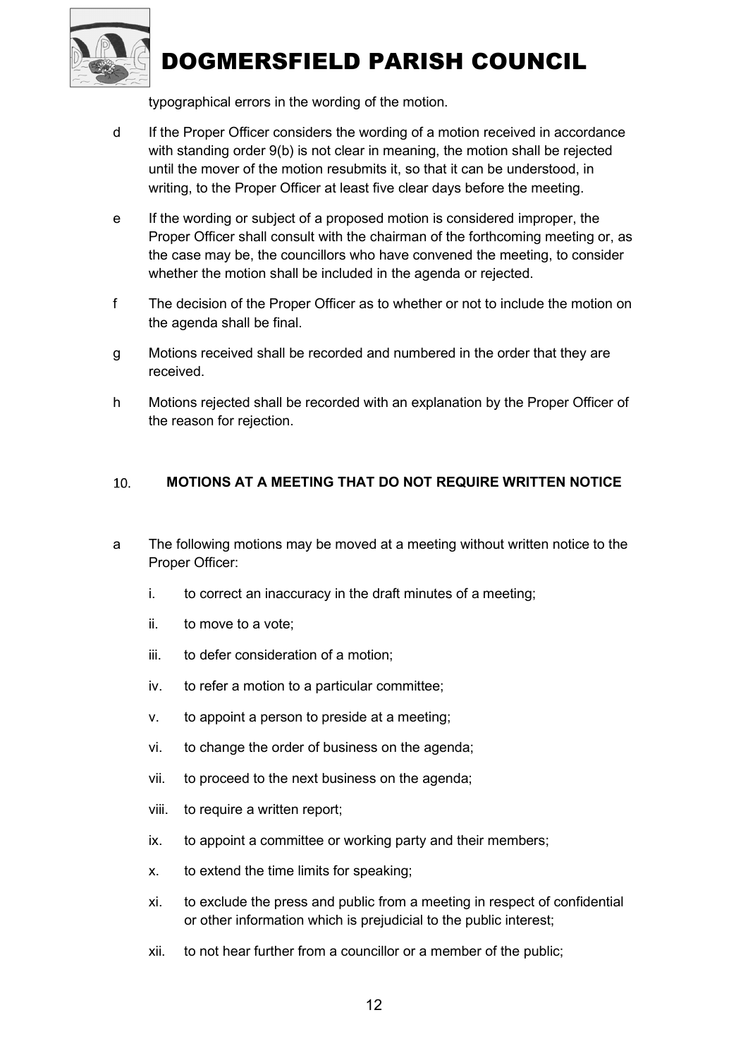typographical errors in the wording of the motion.

d If the Proper Officer considers the wording of a motion received in accordance with standing order 9(b) is not clear in meaning, the motion shall be rejected until the mover of the motion resubmits it, so that it can be understood, in writing, to the Proper Officer at least five clear days before the meeting.

e If the wording or subject of a proposed motion is considered improper, the Proper Officer shall consult with the chairman of the forthcoming meeting or, as the case may be, the councillors who have convened the meeting, to consider whether the motion shall be included in the agenda or rejected.

f The decision of the Proper Officer as to whether or not to include the motion on the agenda shall be final.

g Motions received shall be recorded and numbered in the order that they are received.

h Motions rejected shall be recorded with an explanation by the Proper Officer of the reason for rejection.

## 10. MOTIONS AT A MEETING THAT DO NOT REQUIRE WRITTEN NOTICE

a The following motions may be moved at a meeting without written notice to the Proper Officer:

i. to correct an inaccuracy in the draft minutes of a meeting;

ii. to move to a vote;

iii. to defer consideration of a motion;

iv. to refer a motion to a particular committee;

v. to appoint a person to preside at a meeting;

vi. to change the order of business on the agenda;

vii. to proceed to the next business on the agenda;

viii. to require a written report;

ix. to appoint a committee or working party and their members;

x. to extend the time limits for speaking;

xi. to exclude the press and public from a meeting in respect of confidential or other information which is prejudicial to the public interest;

xii. to not hear further from a councillor or a member of the public;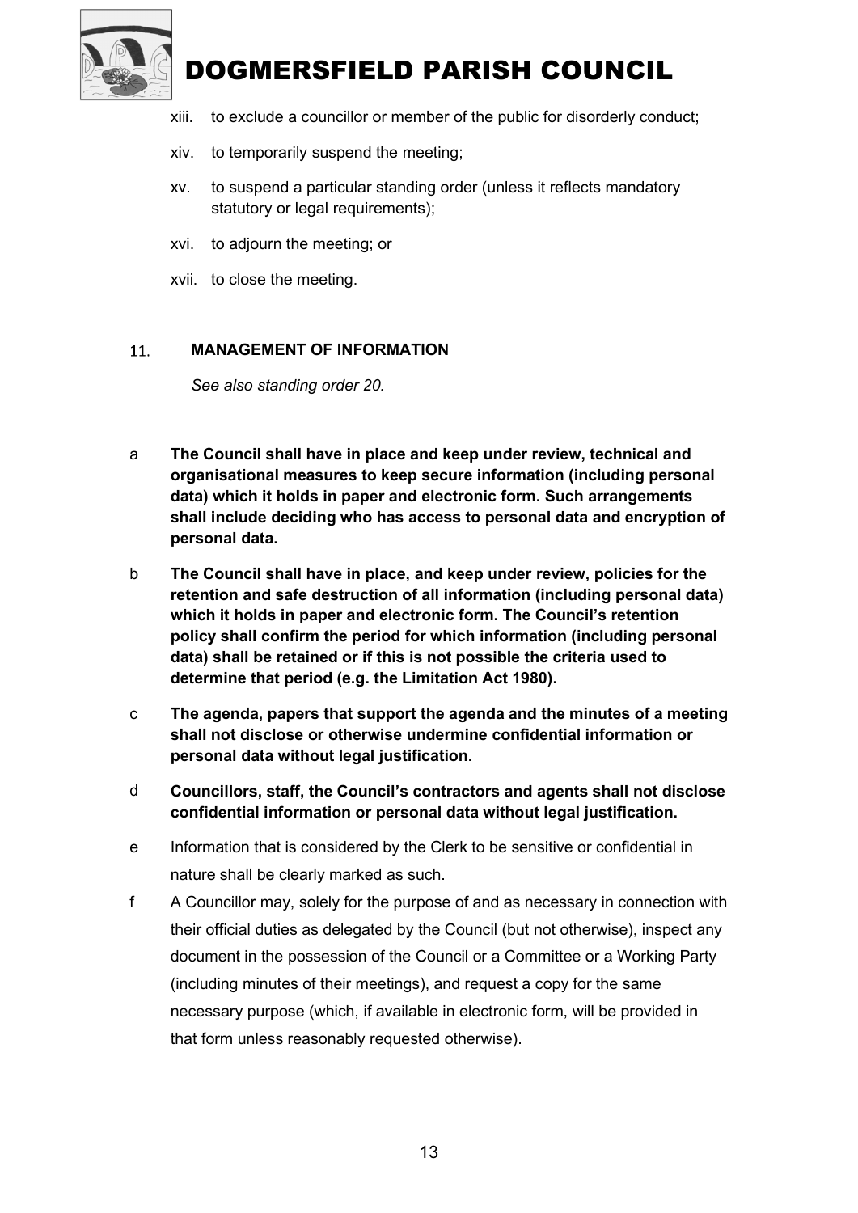xiii. to exclude a councillor or member of the public for disorderly conduct;

xiv. to temporarily suspend the meeting;

xv. to suspend a particular standing order (unless it reflects mandatory statutory or legal requirements);

xvi. to adjourn the meeting; or

xvii. to close the meeting.

## 11. MANAGEMENT OF INFORMATION

*See also standing order 20.*

a **The Council shall have in place and keep under review, technical and organisational measures to keep secure information (including personal data) which it holds in paper and electronic form. Such arrangements shall include deciding who has access to personal data and encryption of personal data.**

b **The Council shall have in place, and keep under review, policies for the retention and safe destruction of all information (including personal data) which it holds in paper and electronic form. The Council's retention policy shall confirm the period for which information (including personal data) shall be retained or if this is not possible the criteria used to determine that period (e.g. the Limitation Act 1980).**

c **The agenda, papers that support the agenda and the minutes of a meeting shall not disclose or otherwise undermine confidential information or personal data without legal justification.**

d **Councillors, staff, the Council's contractors and agents shall not disclose confidential information or personal data without legal justification.**

e Information that is considered by the Clerk to be sensitive or confidential in nature shall be clearly marked as such.

f A Councillor may, solely for the purpose of and as necessary in connection with their official duties as delegated by the Council (but not otherwise), inspect any document in the possession of the Council or a Committee or a Working Party (including minutes of their meetings), and request a copy for the same necessary purpose (which, if available in electronic form, will be provided in that form unless reasonably requested otherwise).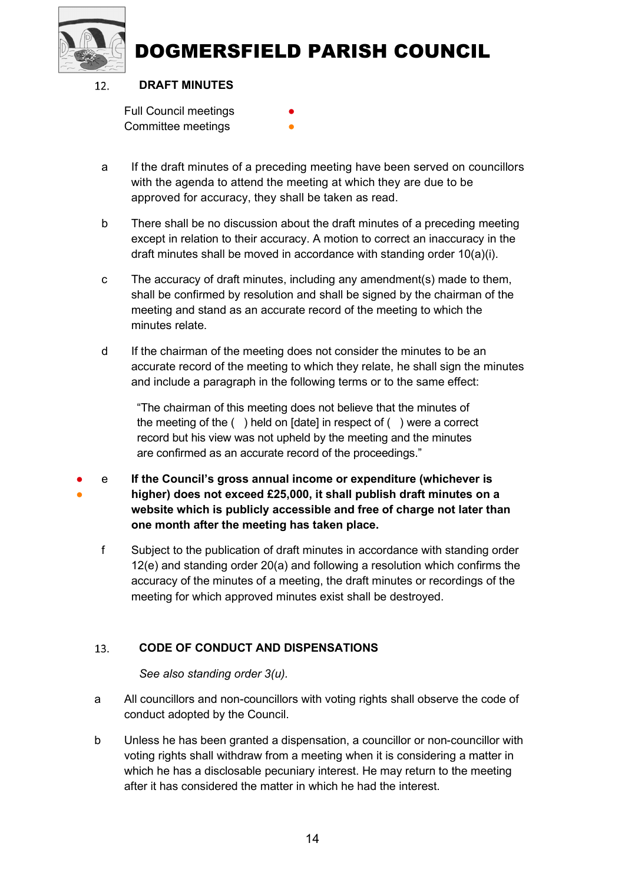## 12. DRAFT MINUTES

Full Council meetings ●
Committee meetings ●

a If the draft minutes of a preceding meeting have been served on councillors with the agenda to attend the meeting at which they are due to be approved for accuracy, they shall be taken as read.

b There shall be no discussion about the draft minutes of a preceding meeting except in relation to their accuracy. A motion to correct an inaccuracy in the draft minutes shall be moved in accordance with standing order 10(a)(i).

c The accuracy of draft minutes, including any amendment(s) made to them, shall be confirmed by resolution and shall be signed by the chairman of the meeting and stand as an accurate record of the meeting to which the minutes relate.

d If the chairman of the meeting does not consider the minutes to be an accurate record of the meeting to which they relate, he shall sign the minutes and include a paragraph in the following terms or to the same effect:

> "The chairman of this meeting does not believe that the minutes of the meeting of the ( ) held on [date] in respect of ( ) were a correct record but his view was not upheld by the meeting and the minutes are confirmed as an accurate record of the proceedings."

● ● e **If the Council's gross annual income or expenditure (whichever is higher) does not exceed £25,000, it shall publish draft minutes on a website which is publicly accessible and free of charge not later than one month after the meeting has taken place.**

f Subject to the publication of draft minutes in accordance with standing order 12(e) and standing order 20(a) and following a resolution which confirms the accuracy of the minutes of a meeting, the draft minutes or recordings of the meeting for which approved minutes exist shall be destroyed.

## 13. CODE OF CONDUCT AND DISPENSATIONS

*See also standing order 3(u).*

a All councillors and non-councillors with voting rights shall observe the code of conduct adopted by the Council.

b Unless he has been granted a dispensation, a councillor or non-councillor with voting rights shall withdraw from a meeting when it is considering a matter in which he has a disclosable pecuniary interest. He may return to the meeting after it has considered the matter in which he had the interest.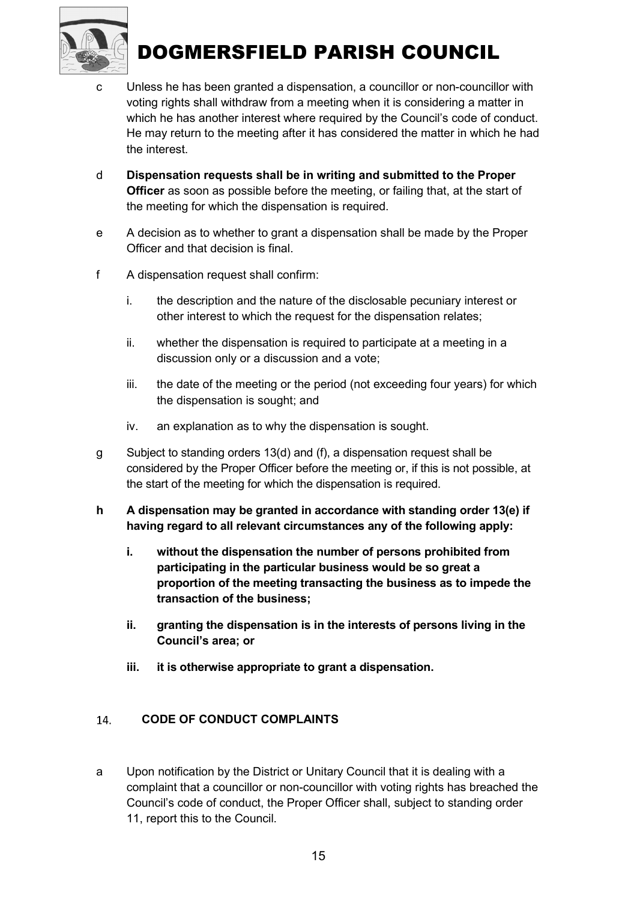c Unless he has been granted a dispensation, a councillor or non-councillor with voting rights shall withdraw from a meeting when it is considering a matter in which he has another interest where required by the Council's code of conduct. He may return to the meeting after it has considered the matter in which he had the interest.

d **Dispensation requests shall be in writing and submitted to the Proper Officer** as soon as possible before the meeting, or failing that, at the start of the meeting for which the dispensation is required.

e A decision as to whether to grant a dispensation shall be made by the Proper Officer and that decision is final.

f A dispensation request shall confirm:

   i. the description and the nature of the disclosable pecuniary interest or other interest to which the request for the dispensation relates;

   ii. whether the dispensation is required to participate at a meeting in a discussion only or a discussion and a vote;

   iii. the date of the meeting or the period (not exceeding four years) for which the dispensation is sought; and

   iv. an explanation as to why the dispensation is sought.

g Subject to standing orders 13(d) and (f), a dispensation request shall be considered by the Proper Officer before the meeting or, if this is not possible, at the start of the meeting for which the dispensation is required.

**h A dispensation may be granted in accordance with standing order 13(e) if having regard to all relevant circumstances any of the following apply:**

   **i. without the dispensation the number of persons prohibited from participating in the particular business would be so great a proportion of the meeting transacting the business as to impede the transaction of the business;**

   **ii. granting the dispensation is in the interests of persons living in the Council's area; or**

   **iii. it is otherwise appropriate to grant a dispensation.**

## 14. CODE OF CONDUCT COMPLAINTS

a Upon notification by the District or Unitary Council that it is dealing with a complaint that a councillor or non-councillor with voting rights has breached the Council's code of conduct, the Proper Officer shall, subject to standing order 11, report this to the Council.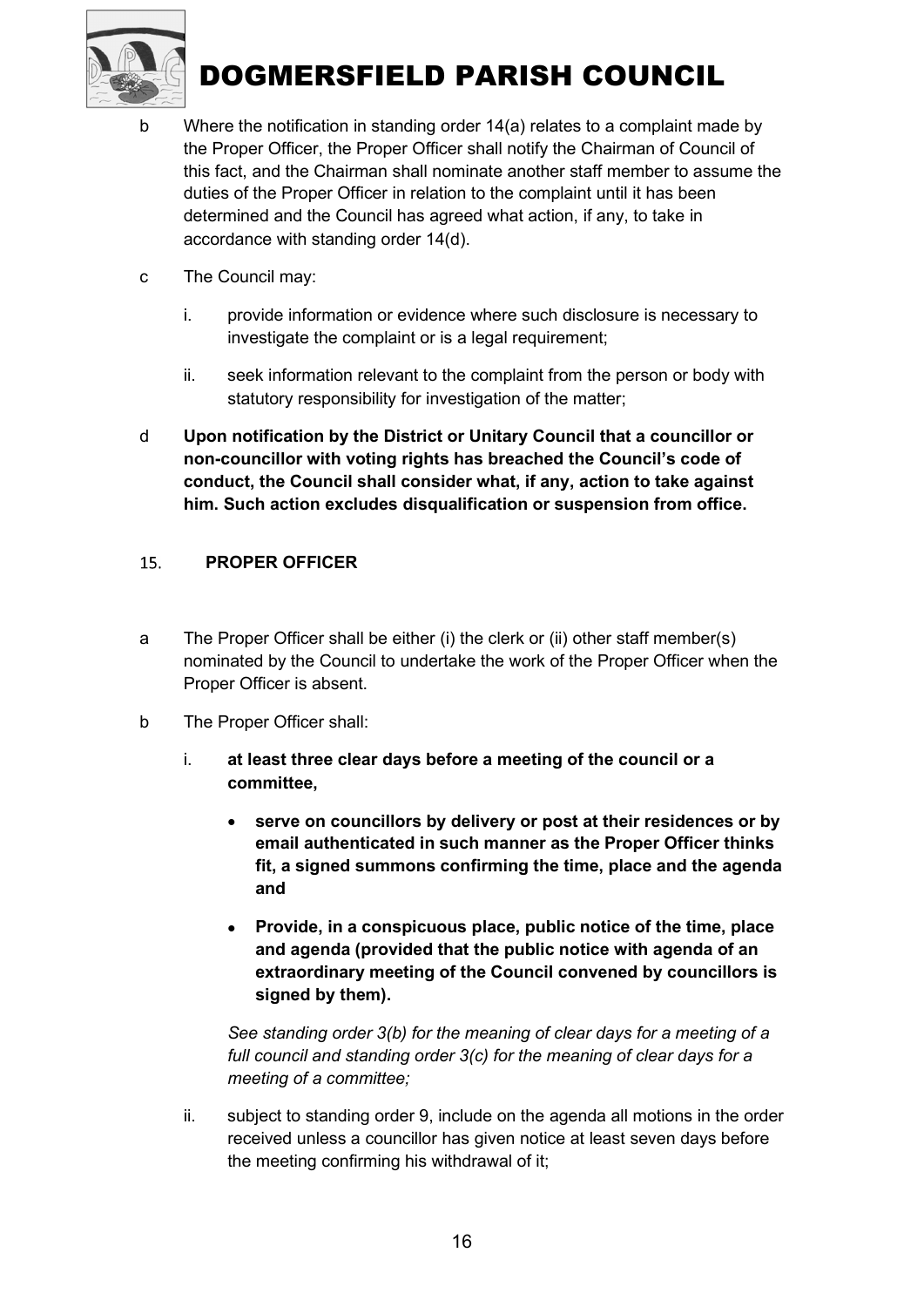b Where the notification in standing order 14(a) relates to a complaint made by the Proper Officer, the Proper Officer shall notify the Chairman of Council of this fact, and the Chairman shall nominate another staff member to assume the duties of the Proper Officer in relation to the complaint until it has been determined and the Council has agreed what action, if any, to take in accordance with standing order 14(d).

c The Council may:

   i. provide information or evidence where such disclosure is necessary to investigate the complaint or is a legal requirement;

   ii. seek information relevant to the complaint from the person or body with statutory responsibility for investigation of the matter;

d **Upon notification by the District or Unitary Council that a councillor or non-councillor with voting rights has breached the Council's code of conduct, the Council shall consider what, if any, action to take against him. Such action excludes disqualification or suspension from office.**

## 15. PROPER OFFICER

a The Proper Officer shall be either (i) the clerk or (ii) other staff member(s) nominated by the Council to undertake the work of the Proper Officer when the Proper Officer is absent.

b The Proper Officer shall:

   i. **at least three clear days before a meeting of the council or a committee,**

      - **serve on councillors by delivery or post at their residences or by email authenticated in such manner as the Proper Officer thinks fit, a signed summons confirming the time, place and the agenda and**

      - **Provide, in a conspicuous place, public notice of the time, place and agenda (provided that the public notice with agenda of an extraordinary meeting of the Council convened by councillors is signed by them).**

      *See standing order 3(b) for the meaning of clear days for a meeting of a full council and standing order 3(c) for the meaning of clear days for a meeting of a committee;*

   ii. subject to standing order 9, include on the agenda all motions in the order received unless a councillor has given notice at least seven days before the meeting confirming his withdrawal of it;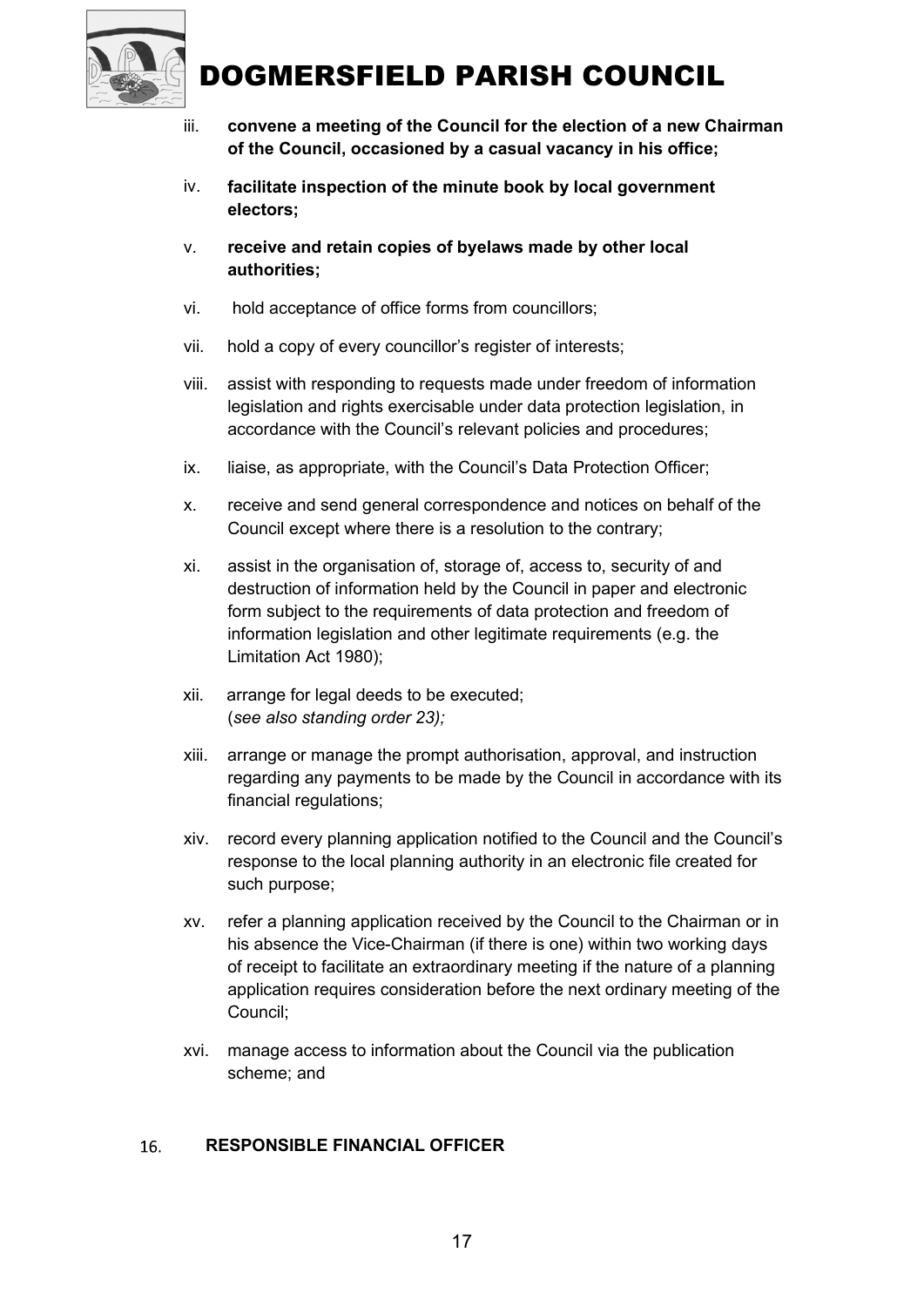iii. **convene a meeting of the Council for the election of a new Chairman of the Council, occasioned by a casual vacancy in his office;**

iv. **facilitate inspection of the minute book by local government electors;**

v. **receive and retain copies of byelaws made by other local authorities;**

vi. hold acceptance of office forms from councillors;

vii. hold a copy of every councillor's register of interests;

viii. assist with responding to requests made under freedom of information legislation and rights exercisable under data protection legislation, in accordance with the Council's relevant policies and procedures;

ix. liaise, as appropriate, with the Council's Data Protection Officer;

x. receive and send general correspondence and notices on behalf of the Council except where there is a resolution to the contrary;

xi. assist in the organisation of, storage of, access to, security of and destruction of information held by the Council in paper and electronic form subject to the requirements of data protection and freedom of information legislation and other legitimate requirements (e.g. the Limitation Act 1980);

xii. arrange for legal deeds to be executed;
(*see also standing order 23);*

xiii. arrange or manage the prompt authorisation, approval, and instruction regarding any payments to be made by the Council in accordance with its financial regulations;

xiv. record every planning application notified to the Council and the Council's response to the local planning authority in an electronic file created for such purpose;

xv. refer a planning application received by the Council to the Chairman or in his absence the Vice-Chairman (if there is one) within two working days of receipt to facilitate an extraordinary meeting if the nature of a planning application requires consideration before the next ordinary meeting of the Council;

xvi. manage access to information about the Council via the publication scheme; and

## 16. RESPONSIBLE FINANCIAL OFFICER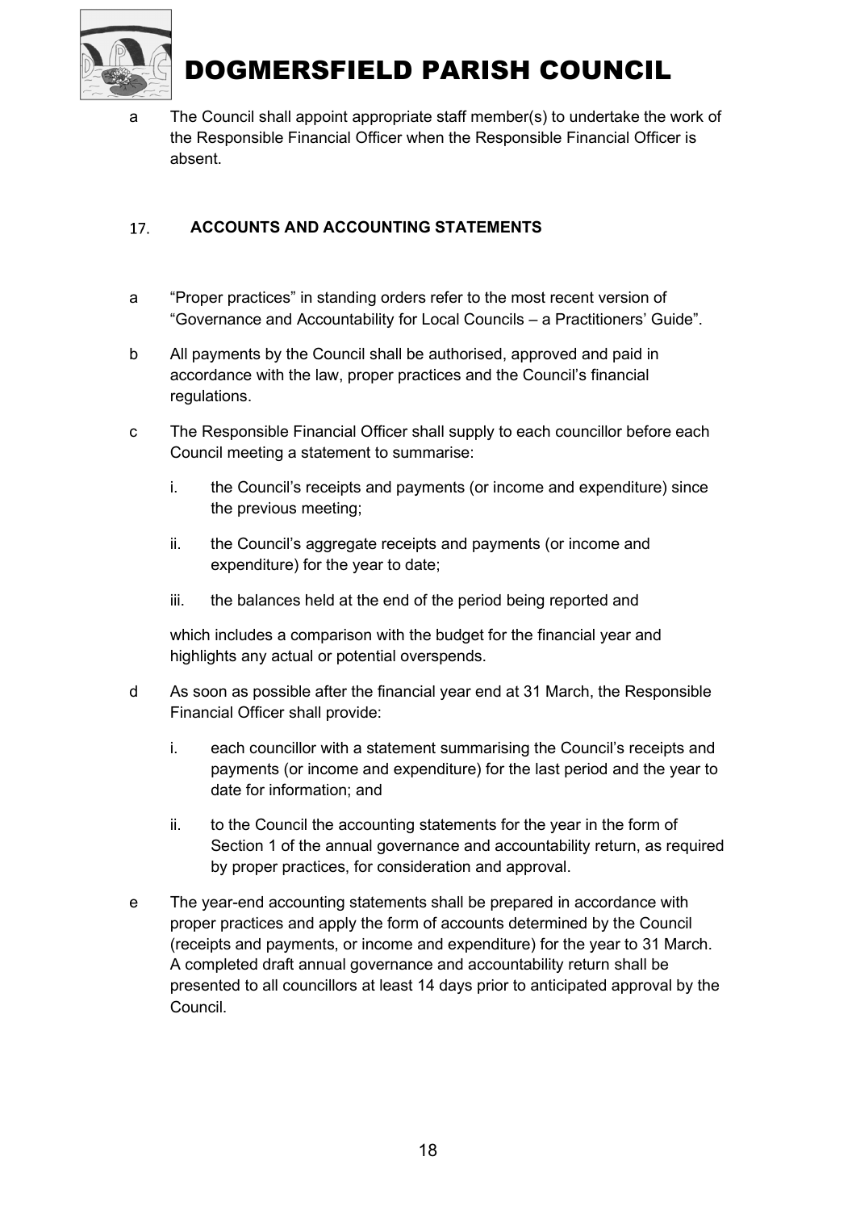a The Council shall appoint appropriate staff member(s) to undertake the work of the Responsible Financial Officer when the Responsible Financial Officer is absent.

## 17. ACCOUNTS AND ACCOUNTING STATEMENTS

a "Proper practices" in standing orders refer to the most recent version of "Governance and Accountability for Local Councils – a Practitioners' Guide".

b All payments by the Council shall be authorised, approved and paid in accordance with the law, proper practices and the Council's financial regulations.

c The Responsible Financial Officer shall supply to each councillor before each Council meeting a statement to summarise:

i. the Council's receipts and payments (or income and expenditure) since the previous meeting;

ii. the Council's aggregate receipts and payments (or income and expenditure) for the year to date;

iii. the balances held at the end of the period being reported and

which includes a comparison with the budget for the financial year and highlights any actual or potential overspends.

d As soon as possible after the financial year end at 31 March, the Responsible Financial Officer shall provide:

i. each councillor with a statement summarising the Council's receipts and payments (or income and expenditure) for the last period and the year to date for information; and

ii. to the Council the accounting statements for the year in the form of Section 1 of the annual governance and accountability return, as required by proper practices, for consideration and approval.

e The year-end accounting statements shall be prepared in accordance with proper practices and apply the form of accounts determined by the Council (receipts and payments, or income and expenditure) for the year to 31 March. A completed draft annual governance and accountability return shall be presented to all councillors at least 14 days prior to anticipated approval by the Council.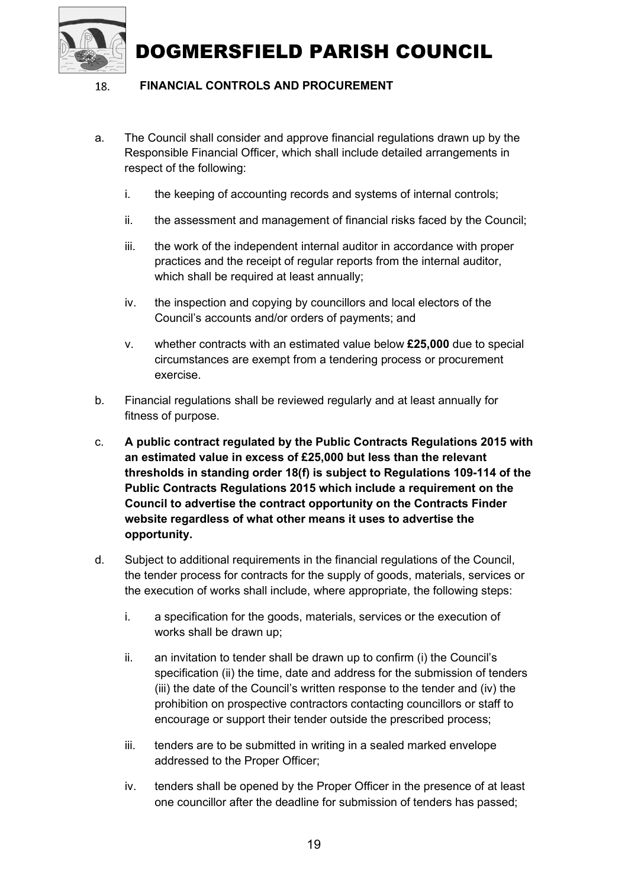## 18. FINANCIAL CONTROLS AND PROCUREMENT

a. The Council shall consider and approve financial regulations drawn up by the Responsible Financial Officer, which shall include detailed arrangements in respect of the following:

   i. the keeping of accounting records and systems of internal controls;

   ii. the assessment and management of financial risks faced by the Council;

   iii. the work of the independent internal auditor in accordance with proper practices and the receipt of regular reports from the internal auditor, which shall be required at least annually;

   iv. the inspection and copying by councillors and local electors of the Council's accounts and/or orders of payments; and

   v. whether contracts with an estimated value below **£25,000** due to special circumstances are exempt from a tendering process or procurement exercise.

b. Financial regulations shall be reviewed regularly and at least annually for fitness of purpose.

c. **A public contract regulated by the Public Contracts Regulations 2015 with an estimated value in excess of £25,000 but less than the relevant thresholds in standing order 18(f) is subject to Regulations 109-114 of the Public Contracts Regulations 2015 which include a requirement on the Council to advertise the contract opportunity on the Contracts Finder website regardless of what other means it uses to advertise the opportunity.**

d. Subject to additional requirements in the financial regulations of the Council, the tender process for contracts for the supply of goods, materials, services or the execution of works shall include, where appropriate, the following steps:

   i. a specification for the goods, materials, services or the execution of works shall be drawn up;

   ii. an invitation to tender shall be drawn up to confirm (i) the Council's specification (ii) the time, date and address for the submission of tenders (iii) the date of the Council's written response to the tender and (iv) the prohibition on prospective contractors contacting councillors or staff to encourage or support their tender outside the prescribed process;

   iii. tenders are to be submitted in writing in a sealed marked envelope addressed to the Proper Officer;

   iv. tenders shall be opened by the Proper Officer in the presence of at least one councillor after the deadline for submission of tenders has passed;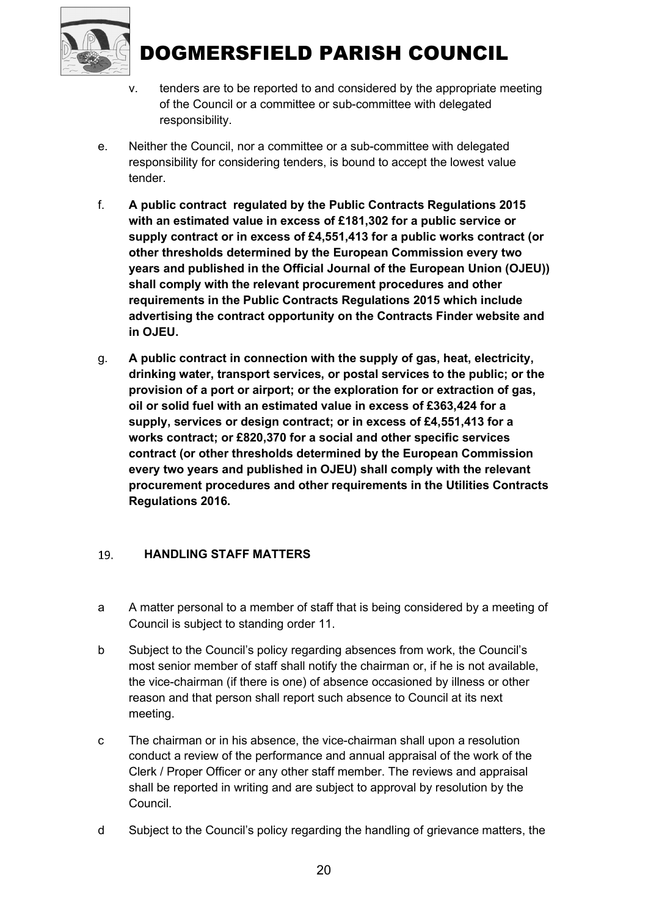v. tenders are to be reported to and considered by the appropriate meeting of the Council or a committee or sub-committee with delegated responsibility.

e. Neither the Council, nor a committee or a sub-committee with delegated responsibility for considering tenders, is bound to accept the lowest value tender.

f. **A public contract regulated by the Public Contracts Regulations 2015 with an estimated value in excess of £181,302 for a public service or supply contract or in excess of £4,551,413 for a public works contract (or other thresholds determined by the European Commission every two years and published in the Official Journal of the European Union (OJEU)) shall comply with the relevant procurement procedures and other requirements in the Public Contracts Regulations 2015 which include advertising the contract opportunity on the Contracts Finder website and in OJEU.**

g. **A public contract in connection with the supply of gas, heat, electricity, drinking water, transport services, or postal services to the public; or the provision of a port or airport; or the exploration for or extraction of gas, oil or solid fuel with an estimated value in excess of £363,424 for a supply, services or design contract; or in excess of £4,551,413 for a works contract; or £820,370 for a social and other specific services contract (or other thresholds determined by the European Commission every two years and published in OJEU) shall comply with the relevant procurement procedures and other requirements in the Utilities Contracts Regulations 2016.**

## 19. HANDLING STAFF MATTERS

a A matter personal to a member of staff that is being considered by a meeting of Council is subject to standing order 11.

b Subject to the Council's policy regarding absences from work, the Council's most senior member of staff shall notify the chairman or, if he is not available, the vice-chairman (if there is one) of absence occasioned by illness or other reason and that person shall report such absence to Council at its next meeting.

c The chairman or in his absence, the vice-chairman shall upon a resolution conduct a review of the performance and annual appraisal of the work of the Clerk / Proper Officer or any other staff member. The reviews and appraisal shall be reported in writing and are subject to approval by resolution by the Council.

d Subject to the Council's policy regarding the handling of grievance matters, the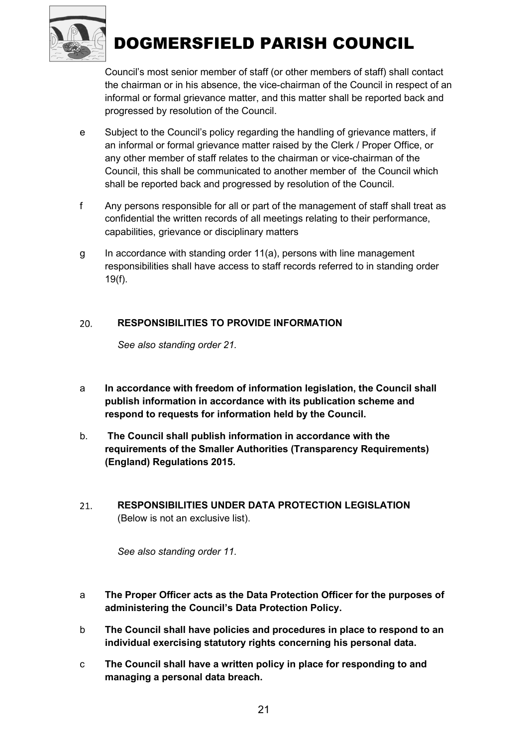Council's most senior member of staff (or other members of staff) shall contact the chairman or in his absence, the vice-chairman of the Council in respect of an informal or formal grievance matter, and this matter shall be reported back and progressed by resolution of the Council.

e Subject to the Council's policy regarding the handling of grievance matters, if an informal or formal grievance matter raised by the Clerk / Proper Office, or any other member of staff relates to the chairman or vice-chairman of the Council, this shall be communicated to another member of the Council which shall be reported back and progressed by resolution of the Council.

f Any persons responsible for all or part of the management of staff shall treat as confidential the written records of all meetings relating to their performance, capabilities, grievance or disciplinary matters

g In accordance with standing order 11(a), persons with line management responsibilities shall have access to staff records referred to in standing order 19(f).

## 20. RESPONSIBILITIES TO PROVIDE INFORMATION

*See also standing order 21.*

a **In accordance with freedom of information legislation, the Council shall publish information in accordance with its publication scheme and respond to requests for information held by the Council.**

b. **The Council shall publish information in accordance with the requirements of the Smaller Authorities (Transparency Requirements) (England) Regulations 2015.**

## 21. RESPONSIBILITIES UNDER DATA PROTECTION LEGISLATION

(Below is not an exclusive list).

*See also standing order 11.*

a **The Proper Officer acts as the Data Protection Officer for the purposes of administering the Council's Data Protection Policy.**

b **The Council shall have policies and procedures in place to respond to an individual exercising statutory rights concerning his personal data.**

c **The Council shall have a written policy in place for responding to and managing a personal data breach.**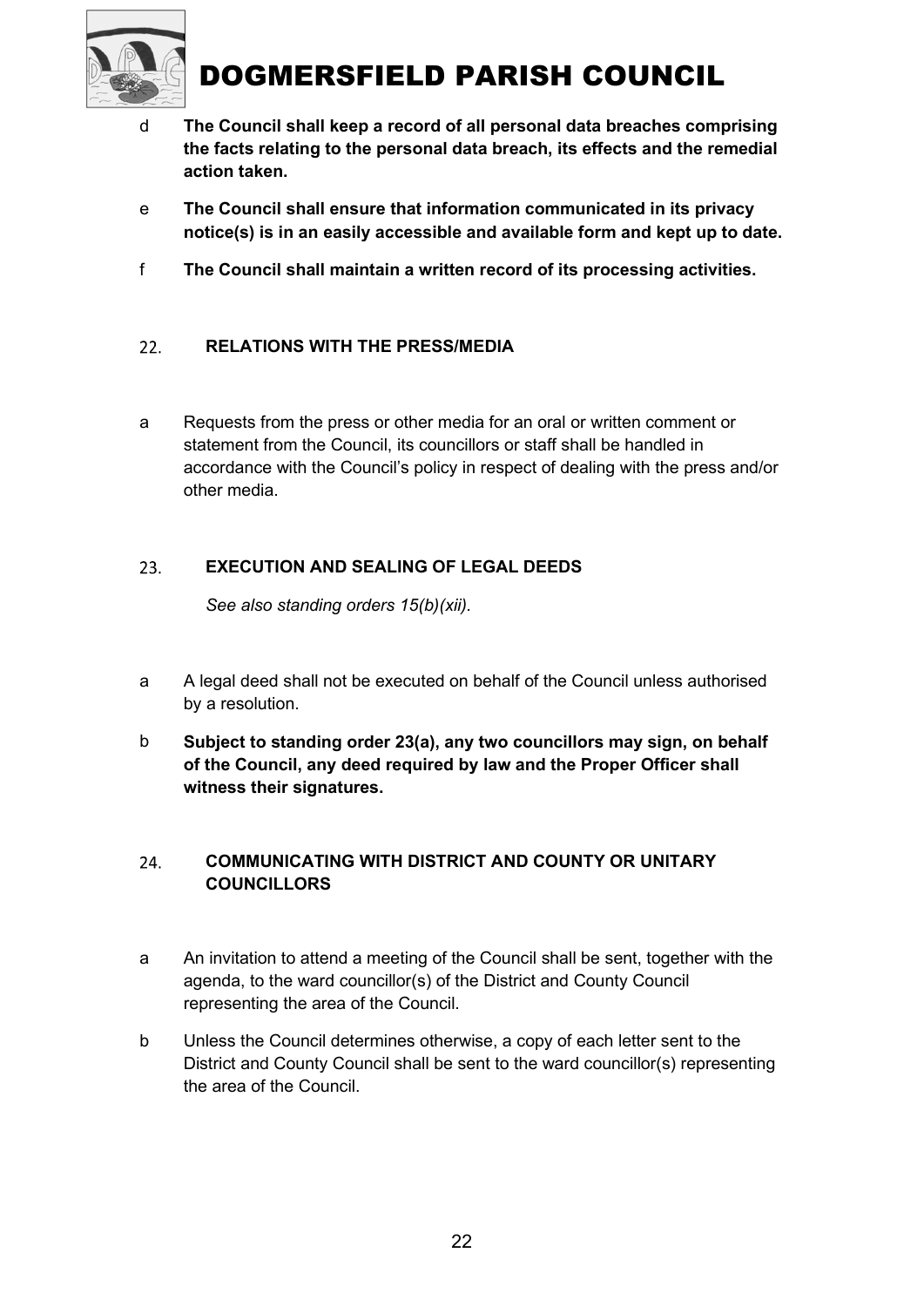d **The Council shall keep a record of all personal data breaches comprising the facts relating to the personal data breach, its effects and the remedial action taken.**

e **The Council shall ensure that information communicated in its privacy notice(s) is in an easily accessible and available form and kept up to date.**

f **The Council shall maintain a written record of its processing activities.**

## 22. RELATIONS WITH THE PRESS/MEDIA

a Requests from the press or other media for an oral or written comment or statement from the Council, its councillors or staff shall be handled in accordance with the Council's policy in respect of dealing with the press and/or other media.

## 23. EXECUTION AND SEALING OF LEGAL DEEDS

*See also standing orders 15(b)(xii).*

a A legal deed shall not be executed on behalf of the Council unless authorised by a resolution.

b **Subject to standing order 23(a), any two councillors may sign, on behalf of the Council, any deed required by law and the Proper Officer shall witness their signatures.**

## 24. COMMUNICATING WITH DISTRICT AND COUNTY OR UNITARY COUNCILLORS

a An invitation to attend a meeting of the Council shall be sent, together with the agenda, to the ward councillor(s) of the District and County Council representing the area of the Council.

b Unless the Council determines otherwise, a copy of each letter sent to the District and County Council shall be sent to the ward councillor(s) representing the area of the Council.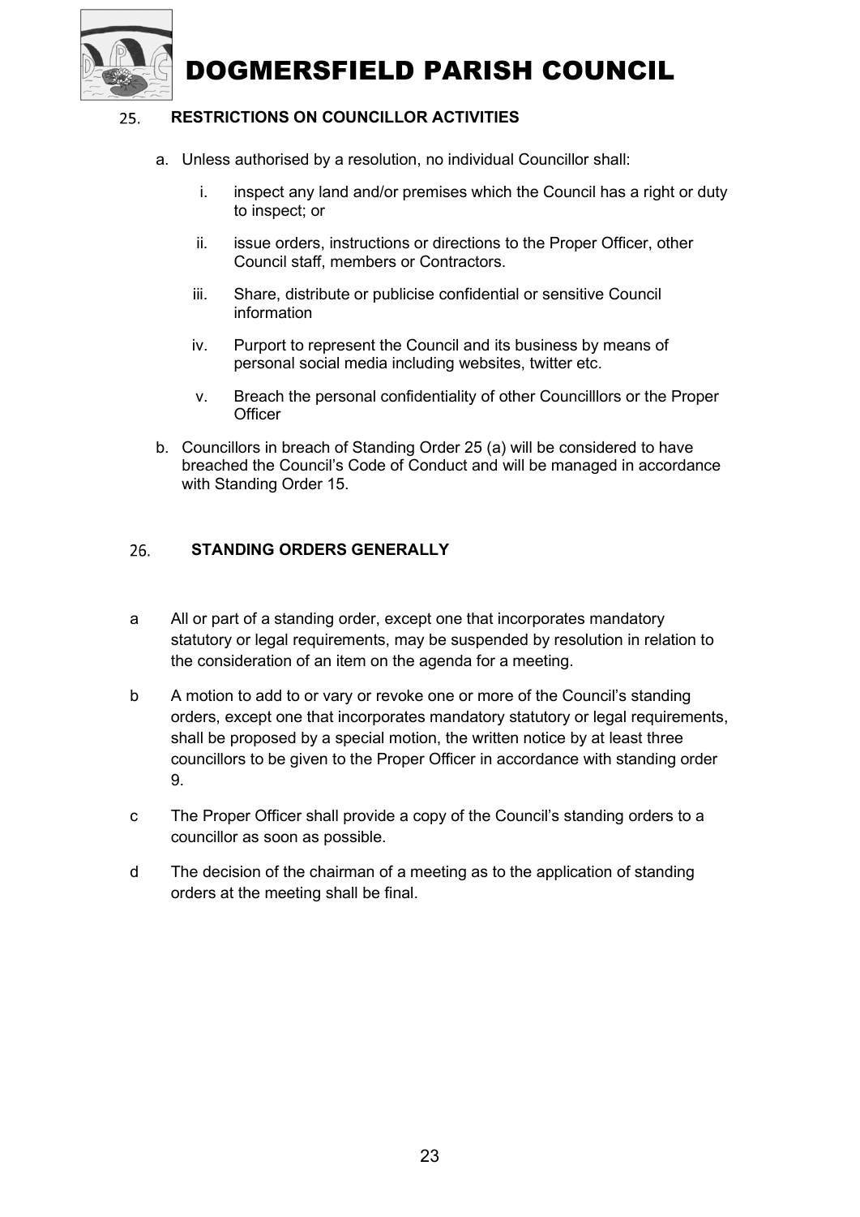## 25. RESTRICTIONS ON COUNCILLOR ACTIVITIES

a. Unless authorised by a resolution, no individual Councillor shall:

   i. inspect any land and/or premises which the Council has a right or duty to inspect; or

   ii. issue orders, instructions or directions to the Proper Officer, other Council staff, members or Contractors.

   iii. Share, distribute or publicise confidential or sensitive Council information

   iv. Purport to represent the Council and its business by means of personal social media including websites, twitter etc.

   v. Breach the personal confidentiality of other Councilllors or the Proper Officer

b. Councillors in breach of Standing Order 25 (a) will be considered to have breached the Council's Code of Conduct and will be managed in accordance with Standing Order 15.

## 26. STANDING ORDERS GENERALLY

a All or part of a standing order, except one that incorporates mandatory statutory or legal requirements, may be suspended by resolution in relation to the consideration of an item on the agenda for a meeting.

b A motion to add to or vary or revoke one or more of the Council's standing orders, except one that incorporates mandatory statutory or legal requirements, shall be proposed by a special motion, the written notice by at least three councillors to be given to the Proper Officer in accordance with standing order 9.

c The Proper Officer shall provide a copy of the Council's standing orders to a councillor as soon as possible.

d The decision of the chairman of a meeting as to the application of standing orders at the meeting shall be final.